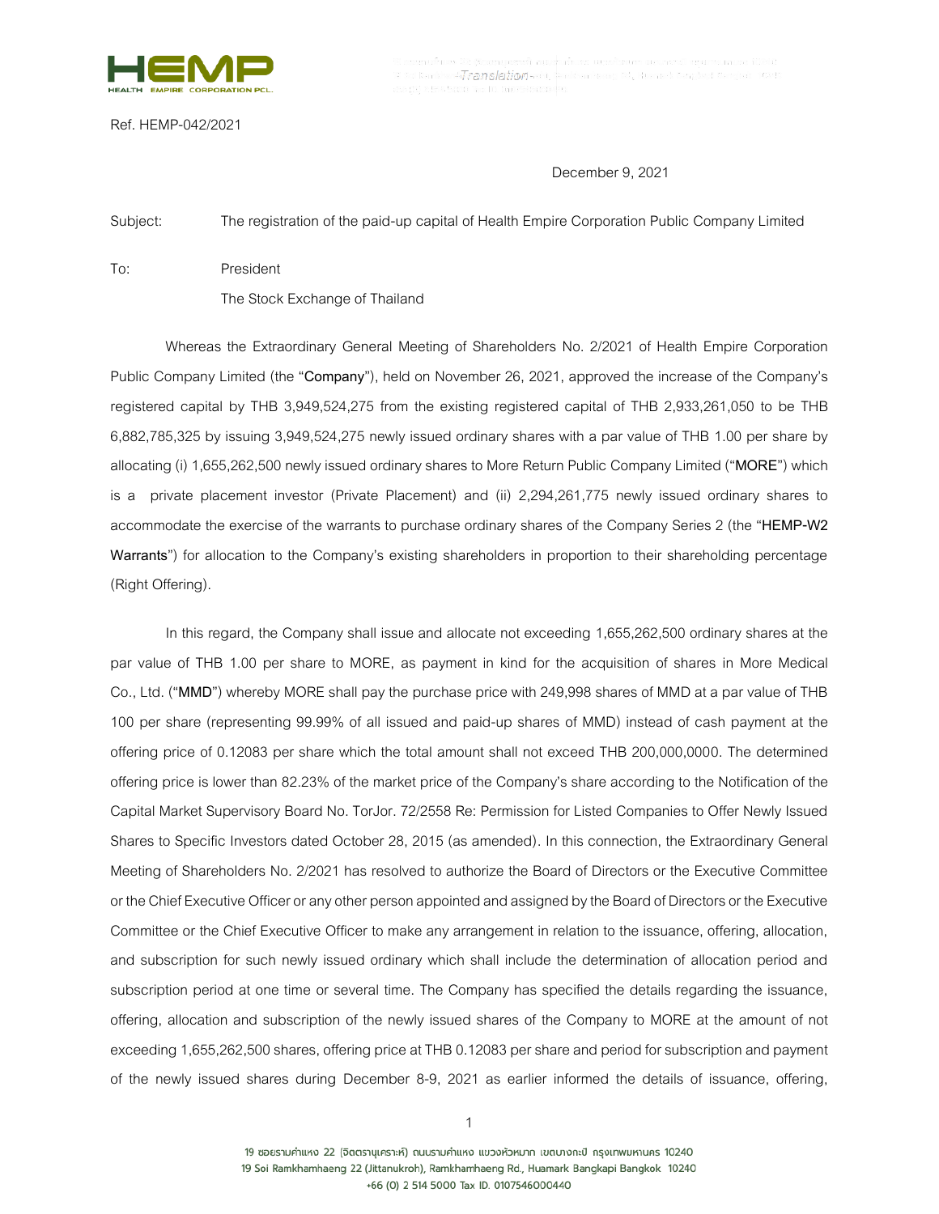-Translation-

Ref. HEMP-042/2021

December 9, 2021

Subject: The registration of the paid-up capital of Health Empire Corporation Public Company Limited

To: President

The Stock Exchange of Thailand

Whereas the Extraordinary General Meeting of Shareholders No. 2/2021 of Health Empire Corporation Public Company Limited (the "**Company**"), held on November 26, 2021, approved the increase of the Company's registered capital by THB 3,949,524,275 from the existing registered capital of THB 2,933,261,050 to be THB 6,882,785,325 by issuing 3,949,524,275 newly issued ordinary shares with a par value of THB 1.00 per share by allocating (i) 1,655,262,500 newly issued ordinary shares to More Return Public Company Limited ("**MORE**") which is a private placement investor (Private Placement) and (ii) 2,294,261,775 newly issued ordinary shares to accommodate the exercise of the warrants to purchase ordinary shares of the Company Series 2 (the "**HEMP-W2 Warrants**") for allocation to the Company's existing shareholders in proportion to their shareholding percentage (Right Offering).

In this regard, the Company shall issue and allocate not exceeding 1,655,262,500 ordinary shares at the par value of THB 1.00 per share to MORE, as payment in kind for the acquisition of shares in More Medical Co., Ltd. ("**MMD**") whereby MORE shall pay the purchase price with 249,998 shares of MMD at a par value of THB 100 per share (representing 99.99% of all issued and paid-up shares of MMD) instead of cash payment at the offering price of 0.12083 per share which the total amount shall not exceed THB 200,000,0000. The determined offering price is lower than 82.23% of the market price of the Company's share according to the Notification of the Capital Market Supervisory Board No. TorJor. 72/2558 Re: Permission for Listed Companies to Offer Newly Issued Shares to Specific Investors dated October 28, 2015 (as amended). In this connection, the Extraordinary General Meeting of Shareholders No. 2/2021 has resolved to authorize the Board of Directors or the Executive Committee or the Chief Executive Officer or any other person appointed and assigned by the Board of Directors or the Executive Committee or the Chief Executive Officer to make any arrangement in relation to the issuance, offering, allocation, and subscription for such newly issued ordinary which shall include the determination of allocation period and subscription period at one time or several time. The Company has specified the details regarding the issuance, offering, allocation and subscription of the newly issued shares of the Company to MORE at the amount of not exceeding 1,655,262,500 shares, offering price at THB 0.12083 per share and period for subscription and payment of the newly issued shares during December 8-9, 2021 as earlier informed the details of issuance, offering,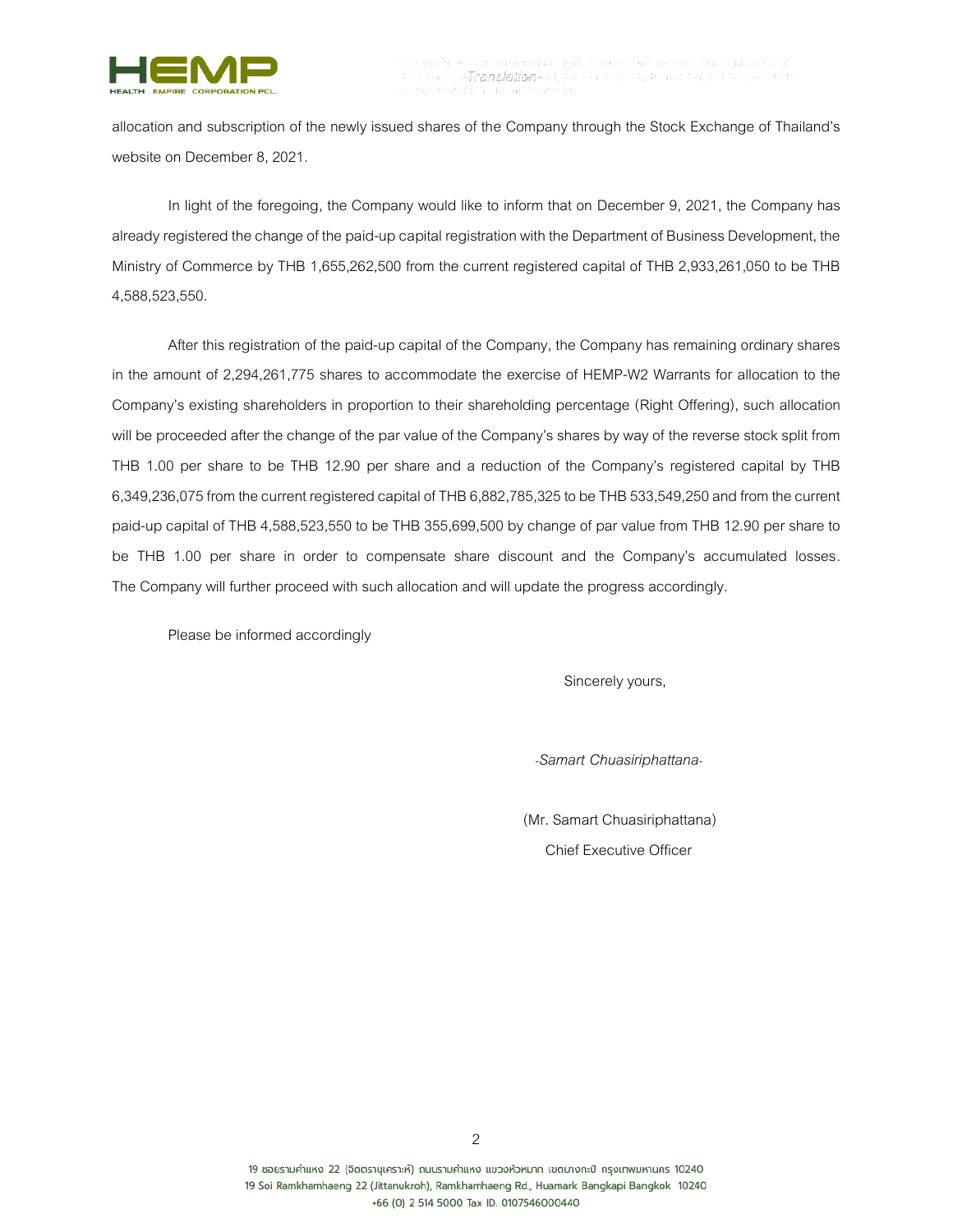allocation and subscription of the newly issued shares of the Company through the Stock Exchange of Thailand's website on December 8, 2021.

In light of the foregoing, the Company would like to inform that on December 9, 2021, the Company has already registered the change of the paid-up capital registration with the Department of Business Development, the Ministry of Commerce by THB 1,655,262,500 from the current registered capital of THB 2,933,261,050 to be THB 4,588,523,550.

After this registration of the paid-up capital of the Company, the Company has remaining ordinary shares in the amount of 2,294,261,775 shares to accommodate the exercise of HEMP-W2 Warrants for allocation to the Company's existing shareholders in proportion to their shareholding percentage (Right Offering), such allocation will be proceeded after the change of the par value of the Company's shares by way of the reverse stock split from THB 1.00 per share to be THB 12.90 per share and a reduction of the Company's registered capital by THB 6,349,236,075 from the current registered capital of THB 6,882,785,325 to be THB 533,549,250 and from the current paid-up capital of THB 4,588,523,550 to be THB 355,699,500 by change of par value from THB 12.90 per share to be THB 1.00 per share in order to compensate share discount and the Company's accumulated losses. The Company will further proceed with such allocation and will update the progress accordingly.

Please be informed accordingly

Sincerely yours,

*-Samart Chuasiriphattana-*

(Mr. Samart Chuasiriphattana)

Chief Executive Officer